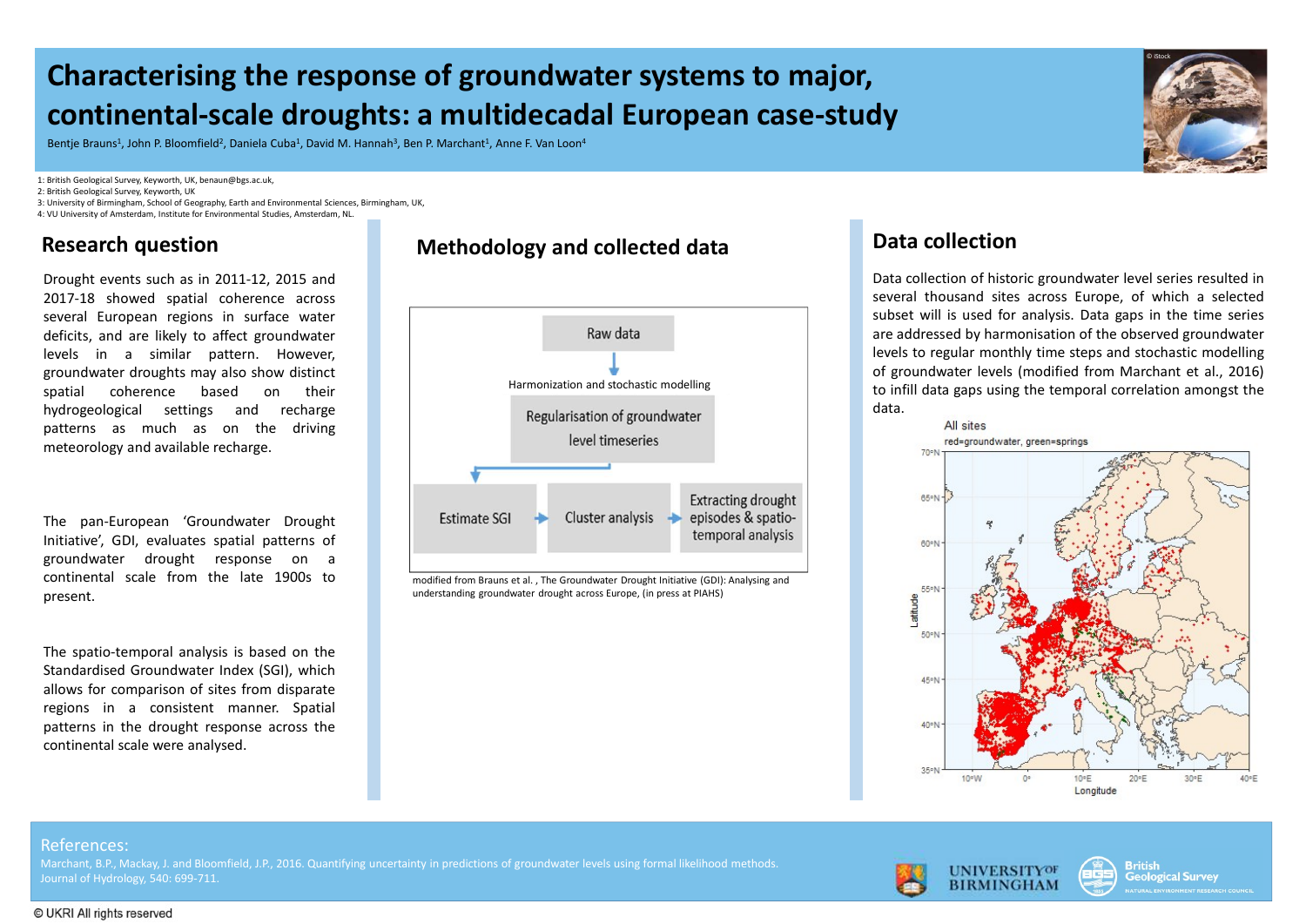# Characterising the response of groundwater systems to major, continental-scale droughts: a multidecadal European case-study

Bentje Brauns[1], John P. Bloomfield[2], Daniela Cuba[1], David M. Hannah[3], Ben P. Marchant[1], Anne F. Van Loon[4]

1: British Geological Survey, Keyworth, UK, benaun@bgs.ac.uk,
2: British Geological Survey, Keyworth, UK
3: University of Birmingham, School of Geography, Earth and Environmental Sciences, Birmingham, UK,
4: VU University of Amsterdam, Institute for Environmental Studies, Amsterdam, NL.

## Research question

Drought events such as in 2011-12, 2015 and 2017-18 showed spatial coherence across several European regions in surface water deficits, and are likely to affect groundwater levels in a similar pattern. However, groundwater droughts may also show distinct spatial coherence based on their hydrogeological settings and recharge patterns as much as on the driving meteorology and available recharge.

The pan-European 'Groundwater Drought Initiative', GDI, evaluates spatial patterns of groundwater drought response on a continental scale from the late 1900s to present.

The spatio-temporal analysis is based on the Standardised Groundwater Index (SGI), which allows for comparison of sites from disparate regions in a consistent manner. Spatial patterns in the drought response across the continental scale were analysed.

## Methodology and collected data

Raw data → Harmonization and stochastic modelling → Regularisation of groundwater level timeseries → Estimate SGI → Cluster analysis → Extracting drought episodes & spatio-temporal analysis

modified from Brauns et al. , The Groundwater Drought Initiative (GDI): Analysing and understanding groundwater drought across Europe, (in press at PIAHS)

## Data collection

Data collection of historic groundwater level series resulted in several thousand sites across Europe, of which a selected subset will is used for analysis. Data gaps in the time series are addressed by harmonisation of the observed groundwater levels to regular monthly time steps and stochastic modelling of groundwater levels (modified from Marchant et al., 2016) to infill data gaps using the temporal correlation amongst the data.

All sites
red=groundwater, green=springs

## References:

Marchant, B.P., Mackay, J. and Bloomfield, J.P., 2016. Quantifying uncertainty in predictions of groundwater levels using formal likelihood methods. Journal of Hydrology, 540: 699-711.

© UKRI All rights reserved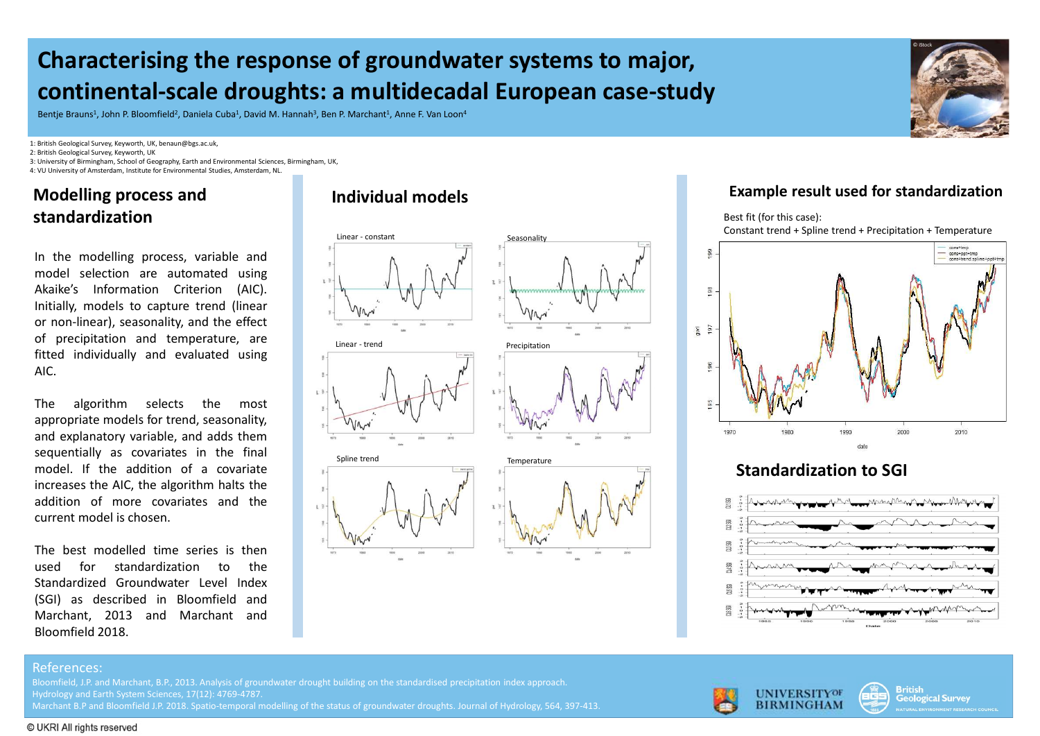# Characterising the response of groundwater systems to major, continental-scale droughts: a multidecadal European case-study

Bentje Brauns[1], John P. Bloomfield[2], Daniela Cuba[1], David M. Hannah[3], Ben P. Marchant[1], Anne F. Van Loon[4]

1: British Geological Survey, Keyworth, UK, benaun@bgs.ac.uk,
2: British Geological Survey, Keyworth, UK
3: University of Birmingham, School of Geography, Earth and Environmental Sciences, Birmingham, UK,
4: VU University of Amsterdam, Institute for Environmental Studies, Amsterdam, NL.

## Modelling process and standardization

In the modelling process, variable and model selection are automated using Akaike's Information Criterion (AIC). Initially, models to capture trend (linear or non-linear), seasonality, and the effect of precipitation and temperature, are fitted individually and evaluated using AIC.

The algorithm selects the most appropriate models for trend, seasonality, and explanatory variable, and adds them sequentially as covariates in the final model. If the addition of a covariate increases the AIC, the algorithm halts the addition of more covariates and the current model is chosen.

The best modelled time series is then used for standardization to the Standardized Groundwater Level Index (SGI) as described in Bloomfield and Marchant, 2013 and Marchant and Bloomfield 2018.

## Individual models

Linear - constant

Seasonality

Linear - trend

Precipitation

Spline trend

Temperature

## Example result used for standardization

Best fit (for this case):
Constant trend + Spline trend + Precipitation + Temperature

## Standardization to SGI

References:
Bloomfield, J.P. and Marchant, B.P., 2013. Analysis of groundwater drought building on the standardised precipitation index approach. Hydrology and Earth System Sciences, 17(12): 4769-4787.
Marchant B.P and Bloomfield J.P. 2018. Spatio-temporal modelling of the status of groundwater droughts. Journal of Hydrology, 564, 397-413.

© UKRI All rights reserved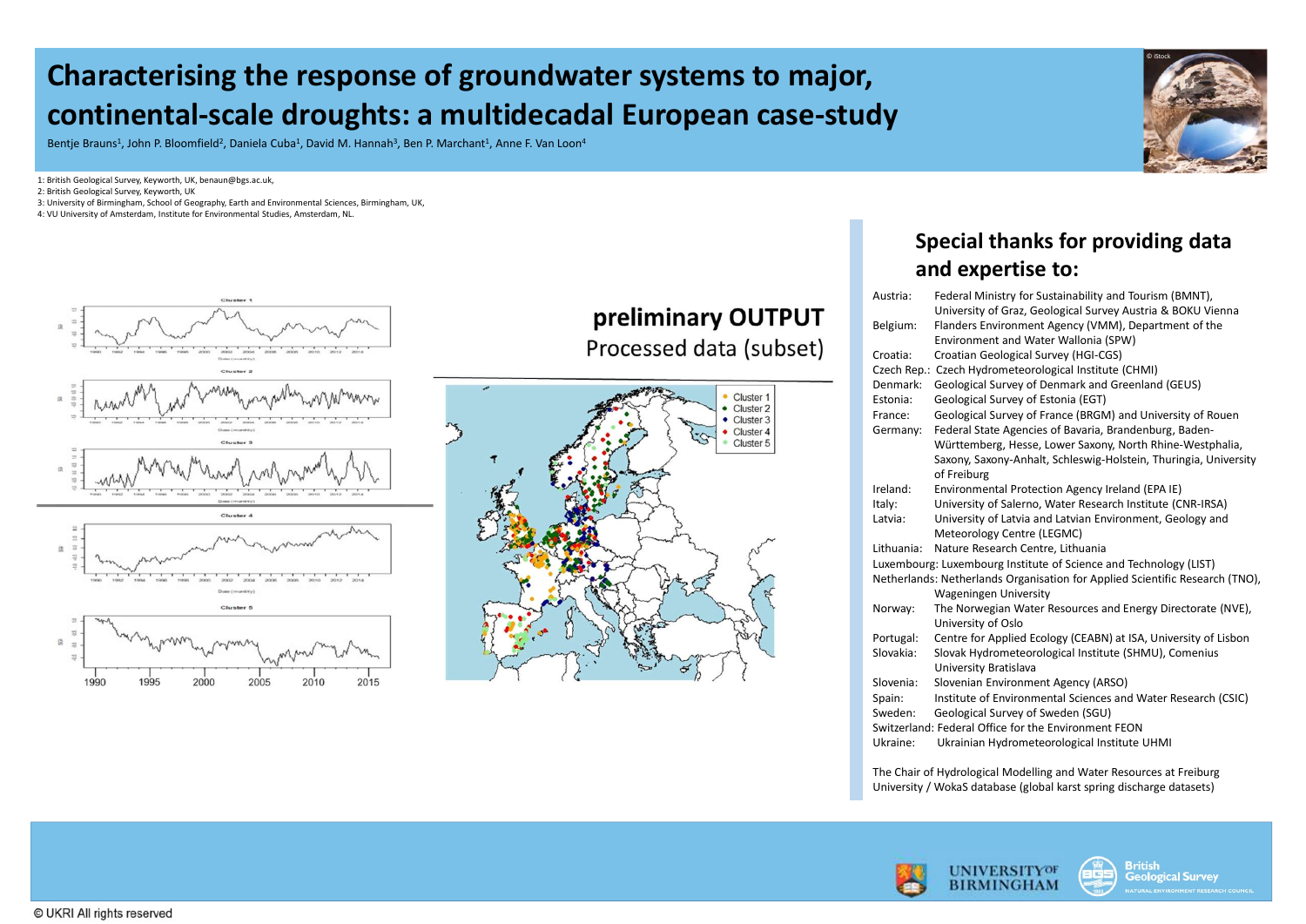# Characterising the response of groundwater systems to major, continental-scale droughts: a multidecadal European case-study

Bentje Brauns[1], John P. Bloomfield[2], Daniela Cuba[1], David M. Hannah[3], Ben P. Marchant[1], Anne F. Van Loon[4]

1: British Geological Survey, Keyworth, UK, benaun@bgs.ac.uk,
2: British Geological Survey, Keyworth, UK
3: University of Birmingham, School of Geography, Earth and Environmental Sciences, Birmingham, UK,
4: VU University of Amsterdam, Institute for Environmental Studies, Amsterdam, NL.

Cluster 1

Cluster 2

Cluster 3

Cluster 4

Cluster 5

1990 1995 2000 2005 2010 2015

## preliminary OUTPUT

Processed data (subset)

Cluster 1
Cluster 2
Cluster 3
Cluster 4
Cluster 5

## Special thanks for providing data and expertise to:

Austria: Federal Ministry for Sustainability and Tourism (BMNT), University of Graz, Geological Survey Austria & BOKU Vienna
Belgium: Flanders Environment Agency (VMM), Department of the Environment and Water Wallonia (SPW)
Croatia: Croatian Geological Survey (HGI-CGS)
Czech Rep.: Czech Hydrometeorological Institute (CHMI)
Denmark: Geological Survey of Denmark and Greenland (GEUS)
Estonia: Geological Survey of Estonia (EGT)
France: Geological Survey of France (BRGM) and University of Rouen
Germany: Federal State Agencies of Bavaria, Brandenburg, Baden-Württemberg, Hesse, Lower Saxony, North Rhine-Westphalia, Saxony, Saxony-Anhalt, Schleswig-Holstein, Thuringia, University of Freiburg
Ireland: Environmental Protection Agency Ireland (EPA IE)
Italy: University of Salerno, Water Research Institute (CNR-IRSA)
Latvia: University of Latvia and Latvian Environment, Geology and Meteorology Centre (LEGMC)
Lithuania: Nature Research Centre, Lithuania
Luxembourg: Luxembourg Institute of Science and Technology (LIST)
Netherlands: Netherlands Organisation for Applied Scientific Research (TNO), Wageningen University
Norway: The Norwegian Water Resources and Energy Directorate (NVE), University of Oslo
Portugal: Centre for Applied Ecology (CEABN) at ISA, University of Lisbon
Slovakia: Slovak Hydrometeorological Institute (SHMU), Comenius University Bratislava
Slovenia: Slovenian Environment Agency (ARSO)
Spain: Institute of Environmental Sciences and Water Research (CSIC)
Sweden: Geological Survey of Sweden (SGU)
Switzerland: Federal Office for the Environment FEON
Ukraine: Ukrainian Hydrometeorological Institute UHMI

The Chair of Hydrological Modelling and Water Resources at Freiburg University / WokaS database (global karst spring discharge datasets)

© UKRI All rights reserved